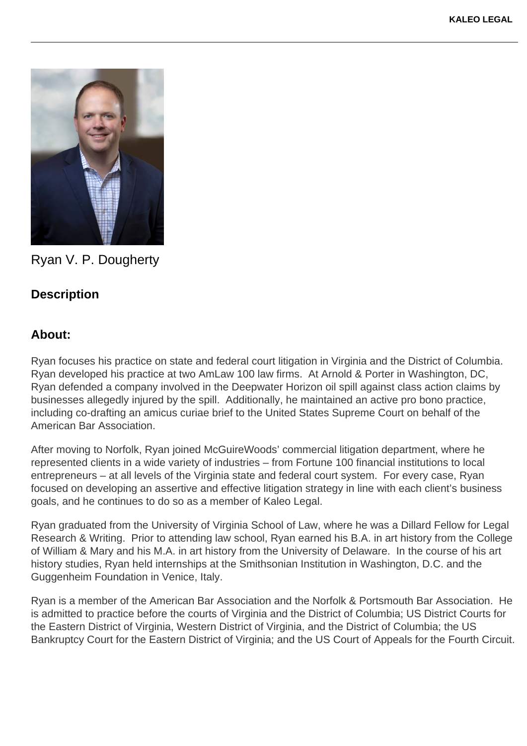Ryan V. P. Dougherty

## Description

## About:

Ryan focuses his practice on state and federal court litigation in Virginia and the District of Columbia. Ryan developed his practice at two AmLaw 100 law firms. At Arnold & Porter in Washington, DC, Ryan defended a company involved in the Deepwater Horizon oil spill against class action claims by businesses allegedly injured by the spill. Additionally, he maintained an active pro bono practice, including co-drafting an amicus curiae brief to the United States Supreme Court on behalf of the American Bar Association.

After moving to Norfolk, Ryan joined McGuireWoods' commercial litigation department, where he represented clients in a wide variety of industries – from Fortune 100 financial institutions to local entrepreneurs – at all levels of the Virginia state and federal court system. For every case, Ryan focused on developing an assertive and effective litigation strategy in line with each client's business goals, and he continues to do so as a member of Kaleo Legal.

Ryan graduated from the University of Virginia School of Law, where he was a Dillard Fellow for Legal Research & Writing. Prior to attending law school, Ryan earned his B.A. in art history from the College of William & Mary and his M.A. in art history from the University of Delaware. In the course of his art history studies, Ryan held internships at the Smithsonian Institution in Washington, D.C. and the Guggenheim Foundation in Venice, Italy.

Ryan is a member of the American Bar Association and the Norfolk & Portsmouth Bar Association. He is admitted to practice before the courts of Virginia and the District of Columbia; US District Courts for the Eastern District of Virginia, Western District of Virginia, and the District of Columbia; the US Bankruptcy Court for the Eastern District of Virginia; and the US Court of Appeals for the Fourth Circuit.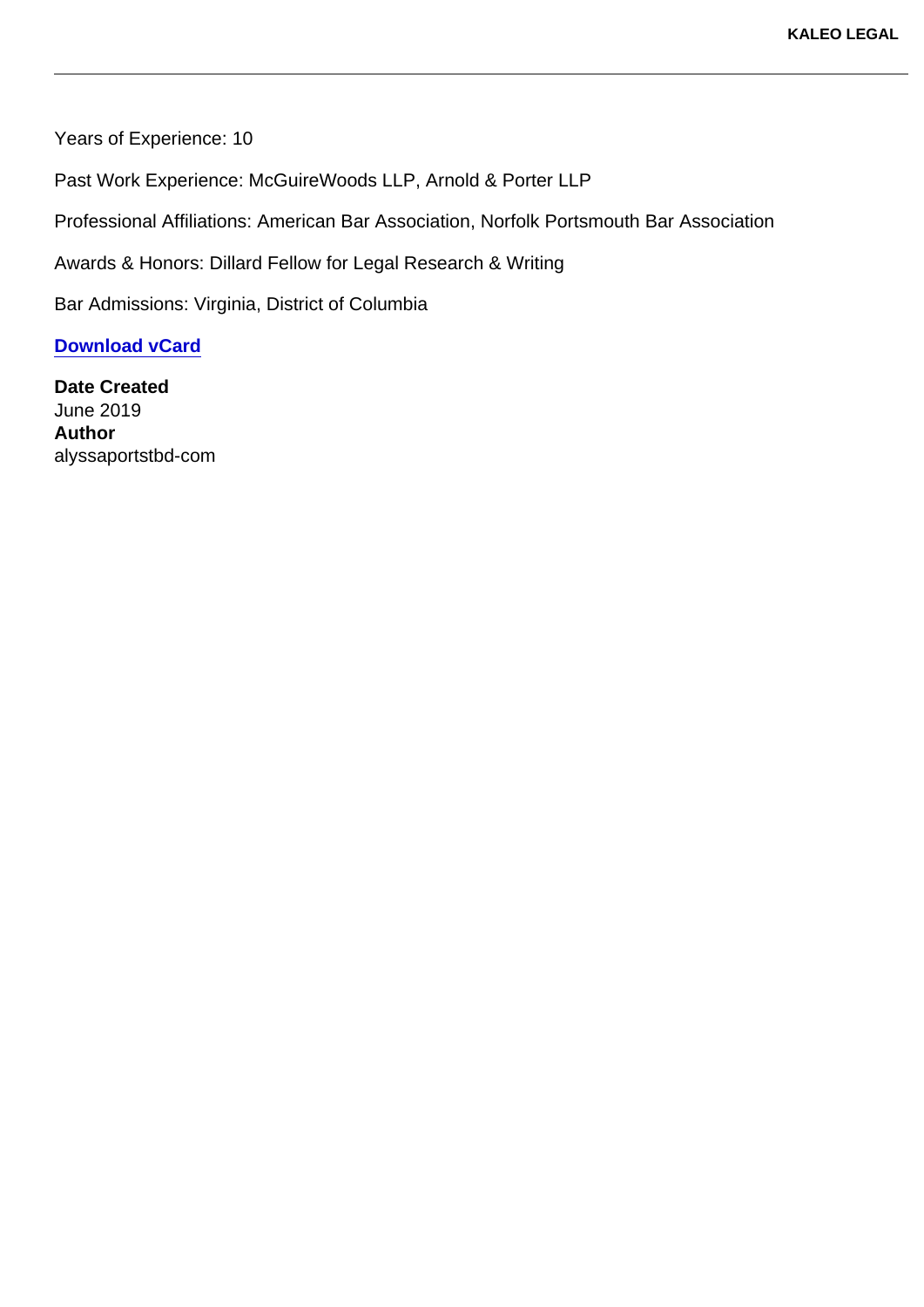Years of Experience: 10

Past Work Experience: McGuireWoods LLP, Arnold & Porter LLP

Professional Affiliations: American Bar Association, Norfolk Portsmouth Bar Association

Awards & Honors: Dillard Fellow for Legal Research & Writing

Bar Admissions: Virginia, District of Columbia

**Download vCard**

**Date Created**
June 2019
**Author**
alyssaportstbd-com